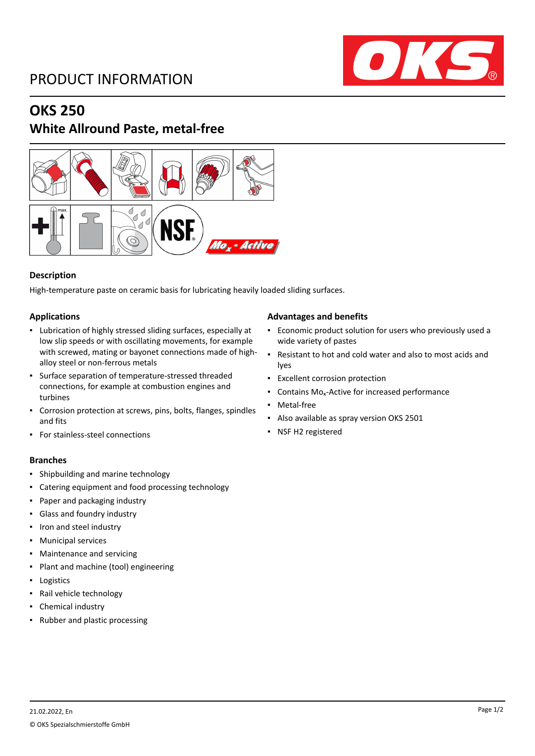# PRODUCT INFORMATION

## OKS 250

## White Allround Paste, metal-free

### Description

High-temperature paste on ceramic basis for lubricating heavily loaded sliding surfaces.

### Applications

- Lubrication of highly stressed sliding surfaces, especially at low slip speeds or with oscillating movements, for example with screwed, mating or bayonet connections made of high-alloy steel or non-ferrous metals
- Surface separation of temperature-stressed threaded connections, for example at combustion engines and turbines
- Corrosion protection at screws, pins, bolts, flanges, spindles and fits
- For stainless-steel connections

### Advantages and benefits

- Economic product solution for users who previously used a wide variety of pastes
- Resistant to hot and cold water and also to most acids and lyes
- Excellent corrosion protection
- Contains $Mo_x$-Active for increased performance
- Metal-free
- Also available as spray version OKS 2501
- NSF H2 registered

### Branches

- Shipbuilding and marine technology
- Catering equipment and food processing technology
- Paper and packaging industry
- Glass and foundry industry
- Iron and steel industry
- Municipal services
- Maintenance and servicing
- Plant and machine (tool) engineering
- Logistics
- Rail vehicle technology
- Chemical industry
- Rubber and plastic processing

21.02.2022, En

© OKS Spezialschmierstoffe GmbH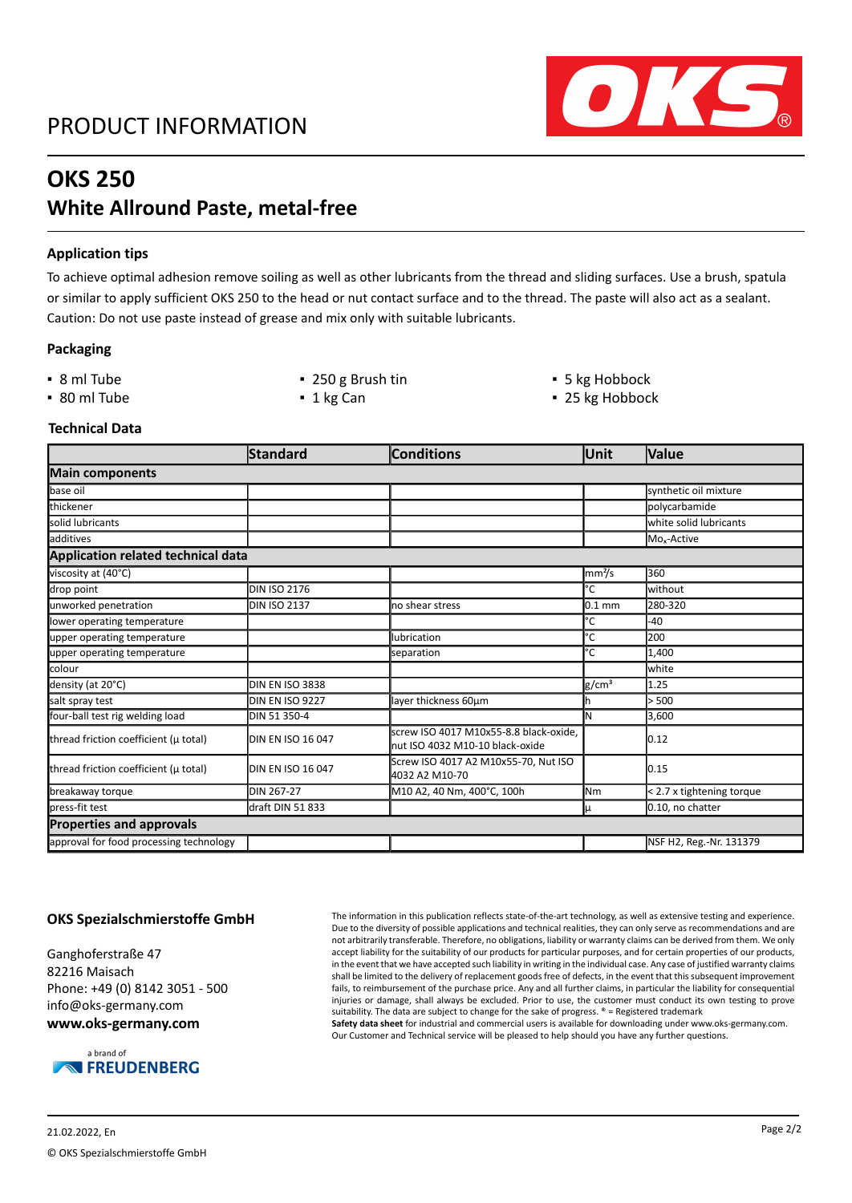# PRODUCT INFORMATION

## OKS 250
## White Allround Paste, metal-free

### Application tips

To achieve optimal adhesion remove soiling as well as other lubricants from the thread and sliding surfaces. Use a brush, spatula or similar to apply sufficient OKS 250 to the head or nut contact surface and to the thread. The paste will also act as a sealant. Caution: Do not use paste instead of grease and mix only with suitable lubricants.

### Packaging

- 8 ml Tube
- 80 ml Tube
- 250 g Brush tin
- 1 kg Can
- 5 kg Hobbock
- 25 kg Hobbock

### Technical Data

| | Standard | Conditions | Unit | Value |
|---|---|---|---|---|
| **Main components** | | | | |
| base oil | | | | synthetic oil mixture |
| thickener | | | | polycarbamide |
| solid lubricants | | | | white solid lubricants |
| additives | | | | $Mo_x$-Active |
| **Application related technical data** | | | | |
| viscosity at (40°C) | | | $mm^2/s$ | 360 |
| drop point | DIN ISO 2176 | | °C | without |
| unworked penetration | DIN ISO 2137 | no shear stress | 0.1 mm | 280-320 |
| lower operating temperature | | | °C | -40 |
| upper operating temperature | | lubrication | °C | 200 |
| upper operating temperature | | separation | °C | 1,400 |
| colour | | | | white |
| density (at 20°C) | DIN EN ISO 3838 | | $g/cm^3$ | 1.25 |
| salt spray test | DIN EN ISO 9227 | layer thickness 60µm | h | > 500 |
| four-ball test rig welding load | DIN 51 350-4 | | N | 3,600 |
| thread friction coefficient (µ total) | DIN EN ISO 16 047 | screw ISO 4017 M10x55-8.8 black-oxide, nut ISO 4032 M10-10 black-oxide | | 0.12 |
| thread friction coefficient (µ total) | DIN EN ISO 16 047 | Screw ISO 4017 A2 M10x55-70, Nut ISO 4032 A2 M10-70 | | 0.15 |
| breakaway torque | DIN 267-27 | M10 A2, 40 Nm, 400°C, 100h | Nm | < 2.7 x tightening torque |
| press-fit test | draft DIN 51 833 | | µ | 0.10, no chatter |
| **Properties and approvals** | | | | |
| approval for food processing technology | | | | NSF H2, Reg.-Nr. 131379 |

**OKS Spezialschmierstoffe GmbH**

Ganghoferstraße 47
82216 Maisach
Phone: +49 (0) 8142 3051 - 500
info@oks-germany.com
**www.oks-germany.com**

a brand of FREUDENBERG

The information in this publication reflects state-of-the-art technology, as well as extensive testing and experience. Due to the diversity of possible applications and technical realities, they can only serve as recommendations and are not arbitrarily transferable. Therefore, no obligations, liability or warranty claims can be derived from them. We only accept liability for the suitability of our products for particular purposes, and for certain properties of our products, in the event that we have accepted such liability in writing in the individual case. Any case of justified warranty claims shall be limited to the delivery of replacement goods free of defects, in the event that this subsequent improvement fails, to reimbursement of the purchase price. Any and all further claims, in particular the liability for consequential injuries or damage, shall always be excluded. Prior to use, the customer must conduct its own testing to prove suitability. The data are subject to change for the sake of progress. ® = Registered trademark
**Safety data sheet** for industrial and commercial users is available for downloading under www.oks-germany.com. Our Customer and Technical service will be pleased to help should you have any further questions.

21.02.2022, En

© OKS Spezialschmierstoffe GmbH